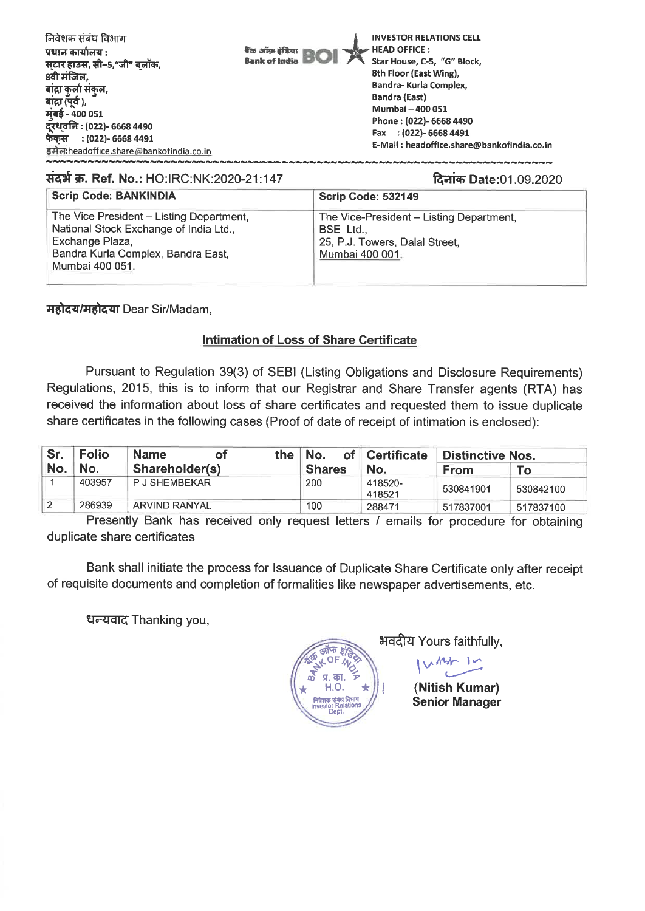निवेशक संबंध विभाग
प्रधान कार्यालय :
सटार हाउस, सी–5,"जी" ब्लॉक,
8वी मंजिल,
बांद्रा कुर्ला संकुल,
बांद्रा (पूर्व ),
मुंबई - 400 051
दूरध्वनि : (022)- 6668 4490
फेक्स : (022)- 6668 4491
इमेल:headoffice.share@bankofindia.co.in

बैंक ऑफ़ इंडिया Bank of India BOI

INVESTOR RELATIONS CELL
HEAD OFFICE :
Star House, C-5, "G" Block,
8th Floor (East Wing),
Bandra- Kurla Complex,
Bandra (East)
Mumbai – 400 051
Phone : (022)- 6668 4490
Fax : (022)- 6668 4491
E-Mail : headoffice.share@bankofindia.co.in

**संदर्भ क्र. Ref. No.:** HO:IRC:NK:2020-21:147

**दिनांक Date:**01.09.2020

| Scrip Code: BANKINDIA | Scrip Code: 532149 |
|---|---|
| The Vice President – Listing Department,<br>National Stock Exchange of India Ltd.,<br>Exchange Plaza,<br>Bandra Kurla Complex, Bandra East,<br>Mumbai 400 051. | The Vice-President – Listing Department,<br>BSE Ltd.,<br>25, P.J. Towers, Dalal Street,<br>Mumbai 400 001. |

**महोदय/महोदया** Dear Sir/Madam,

**Intimation of Loss of Share Certificate**

Pursuant to Regulation 39(3) of SEBI (Listing Obligations and Disclosure Requirements) Regulations, 2015, this is to inform that our Registrar and Share Transfer agents (RTA) has received the information about loss of share certificates and requested them to issue duplicate share certificates in the following cases (Proof of date of receipt of intimation is enclosed):

| Sr. No. | Folio No. | Name of the Shareholder(s) | No. of Shares | Certificate No. | Distinctive Nos. | |
|---|---|---|---|---|---|---|
| | | | | | From | To |
| 1 | 403957 | P J SHEMBEKAR | 200 | 418520-418521 | 530841901 | 530842100 |
| 2 | 286939 | ARVIND RANYAL | 100 | 288471 | 517837001 | 517837100 |

Presently Bank has received only request letters / emails for procedure for obtaining duplicate share certificates

Bank shall initiate the process for Issuance of Duplicate Share Certificate only after receipt of requisite documents and completion of formalities like newspaper advertisements, etc.

धन्यवाद Thanking you,

भवदीय Yours faithfully,

**(Nitish Kumar)**
**Senior Manager**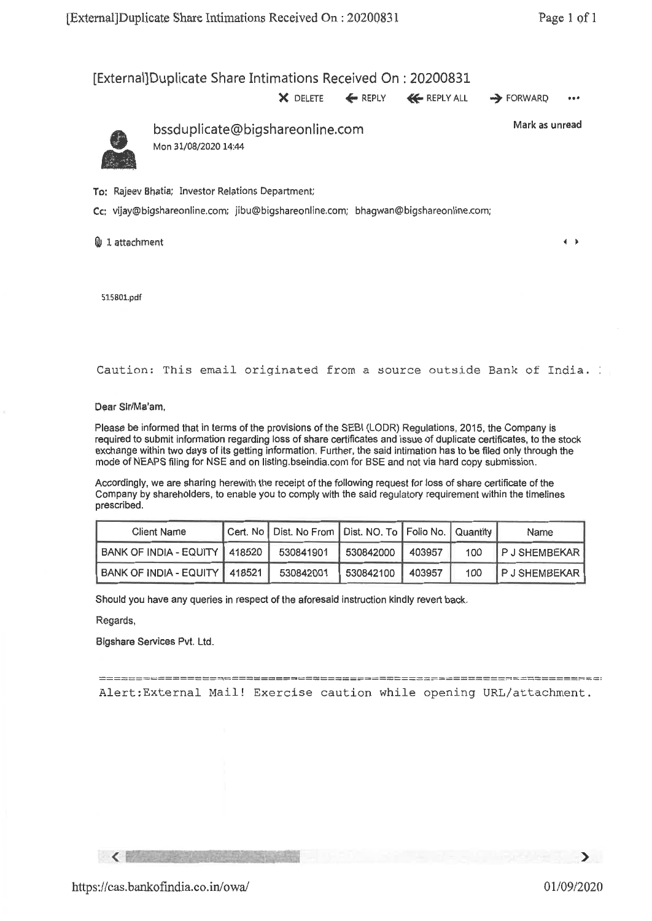# [External]Duplicate Share Intimations Received On : 20200831

DELETE REPLY REPLY ALL FORWARD

**bssduplicate@bigshareonline.com**
Mon 31/08/2020 14:44

Mark as unread

To: Rajeev Bhatia; Investor Relations Department;

Cc: vijay@bigshareonline.com; jibu@bigshareonline.com; bhagwan@bigshareonline.com;

1 attachment

515801.pdf

Caution: This email originated from a source outside Bank of India.

Dear Sir/Ma'am,

Please be informed that in terms of the provisions of the SEBI (LODR) Regulations, 2015, the Company is required to submit information regarding loss of share certificates and issue of duplicate certificates, to the stock exchange within two days of its getting information. Further, the said intimation has to be filed only through the mode of NEAPS filing for NSE and on listing.bseindia.com for BSE and not via hard copy submission.

Accordingly, we are sharing herewith the receipt of the following request for loss of share certificate of the Company by shareholders, to enable you to comply with the said regulatory requirement within the timelines prescribed.

| Client Name | Cert. No | Dist. No From | Dist. NO. To | Folio No. | Quantity | Name |
|---|---|---|---|---|---|---|
| BANK OF INDIA - EQUITY | 418520 | 530841901 | 530842000 | 403957 | 100 | P J SHEMBEKAR |
| BANK OF INDIA - EQUITY | 418521 | 530842001 | 530842100 | 403957 | 100 | P J SHEMBEKAR |

Should you have any queries in respect of the aforesaid instruction kindly revert back.

Regards,

Bigshare Services Pvt. Ltd.

Alert:External Mail! Exercise caution while opening URL/attachment.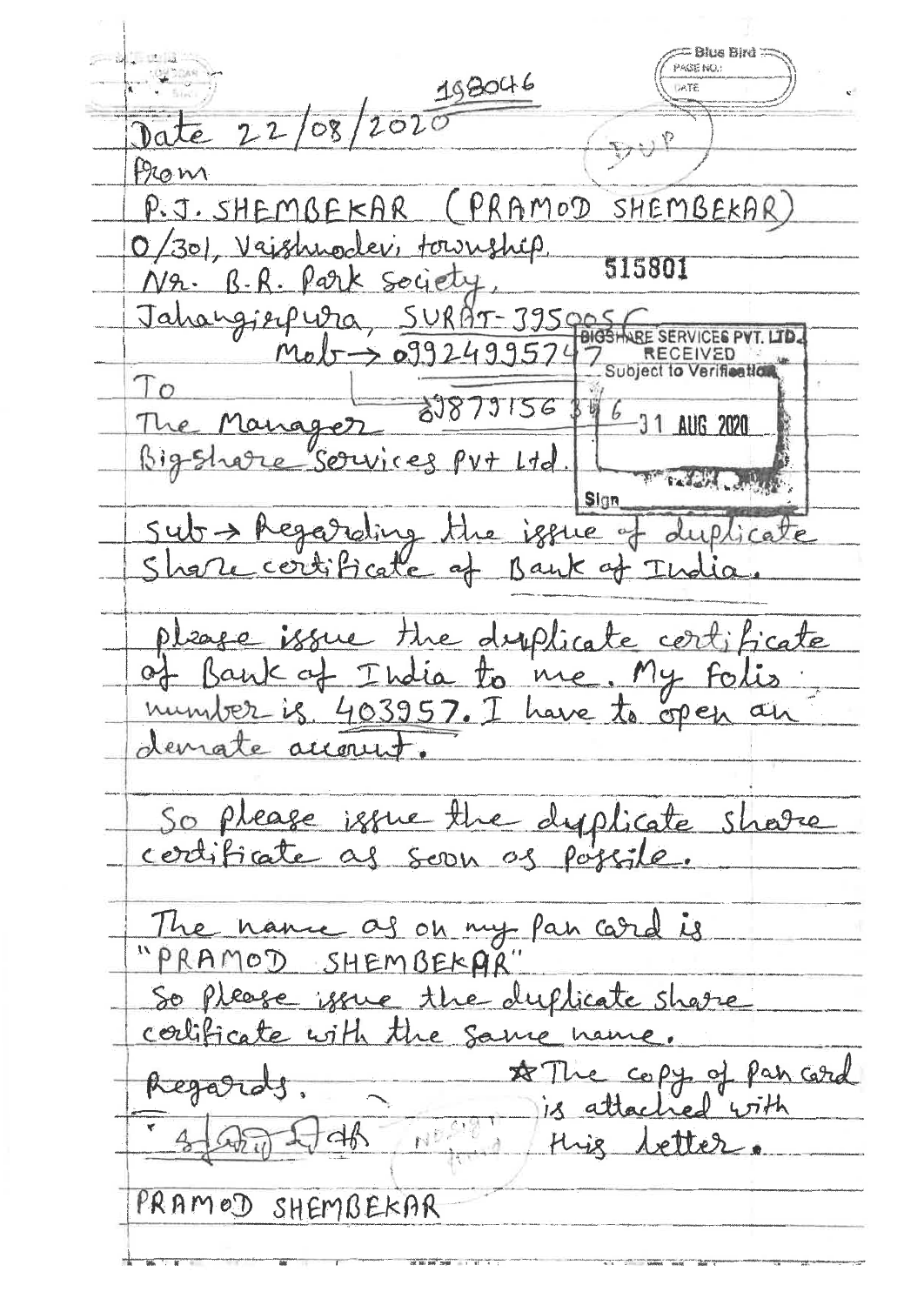198046

Date 22/08/2020

DUP

From

P.J. SHEMBEKAR (PRAMOD SHEMBEKAR)
O/301, Vaishnodevi township.
Nr. B.R. Park society,
Jahangirpura, SURAT-395005

515801

Mob → 09924995747
→ 8879156346

BIGSHARE SERVICES PVT. LTD.
RECEIVED
Subject to Verification
31 AUG 2020
Sign

To
The Manager
Bigshare Services Pvt Ltd.

Sub → Regarding the issue of duplicate Share certificate of Bank of India.

please issue the duplicate certificate of Bank of India to me. My Folio number is 403957. I have to open an demate account.

So please issue the duplicate share certificate as soon as possible.

The name as on my Pan card is "PRAMOD SHEMBEKAR"
So please issue the duplicate share certificate with the same name.

Regards,

★ The copy of pan card is attached with this letter.

PRAMOD SHEMBEKAR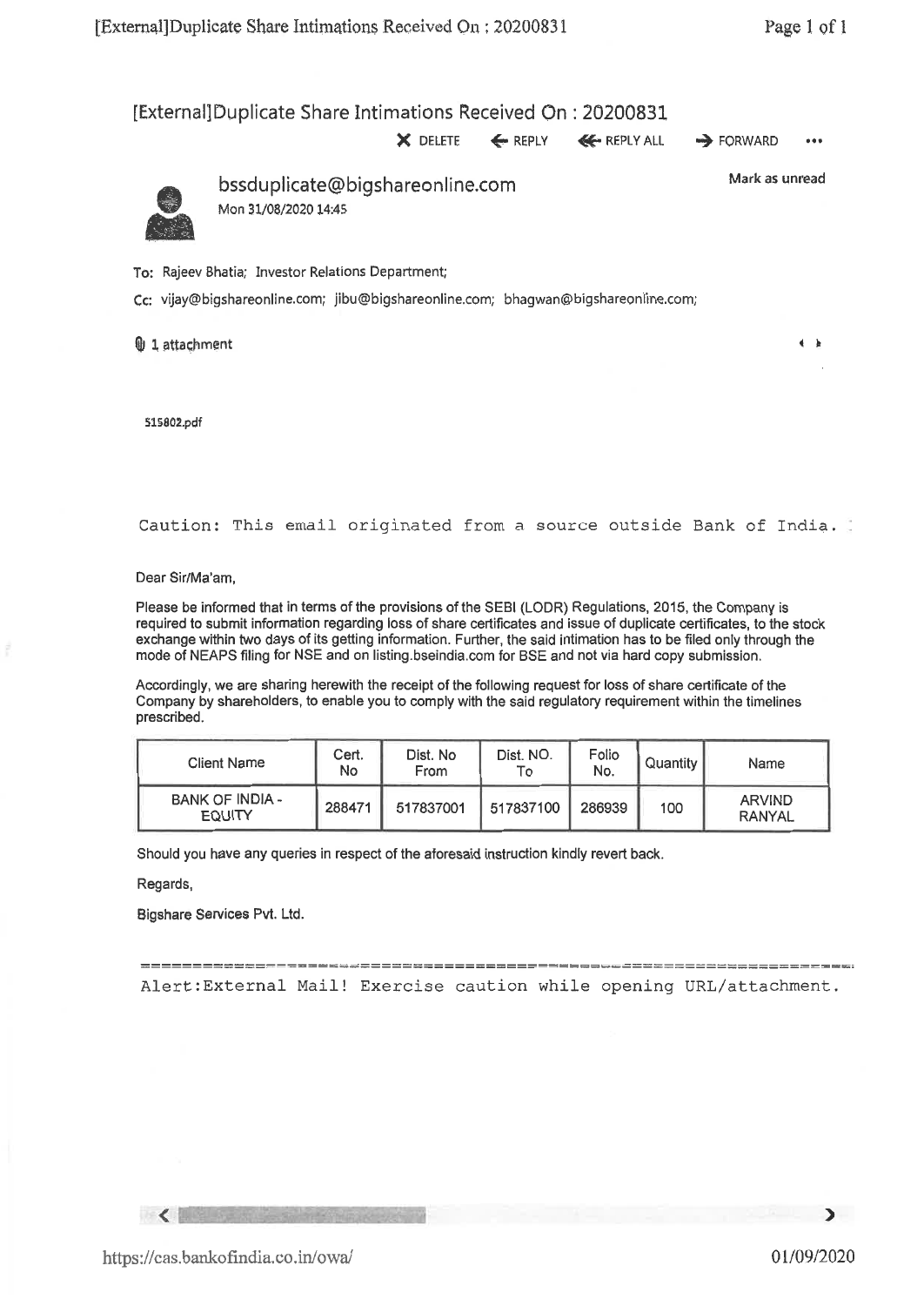# [External]Duplicate Share Intimations Received On : 20200831

DELETE | REPLY | REPLY ALL | FORWARD

bssduplicate@bigshareonline.com

Mon 31/08/2020 14:45

Mark as unread

To: Rajeev Bhatia; Investor Relations Department;

Cc: vijay@bigshareonline.com; jibu@bigshareonline.com; bhagwan@bigshareonline.com;

1 attachment

515802.pdf

Caution: This email originated from a source outside Bank of India.

Dear Sir/Ma'am,

Please be informed that in terms of the provisions of the SEBI (LODR) Regulations, 2015, the Company is required to submit information regarding loss of share certificates and issue of duplicate certificates, to the stock exchange within two days of its getting information. Further, the said intimation has to be filed only through the mode of NEAPS filing for NSE and on listing.bseindia.com for BSE and not via hard copy submission.

Accordingly, we are sharing herewith the receipt of the following request for loss of share certificate of the Company by shareholders, to enable you to comply with the said regulatory requirement within the timelines prescribed.

| Client Name | Cert. No | Dist. No From | Dist. NO. To | Folio No. | Quantity | Name |
|---|---|---|---|---|---|---|
| BANK OF INDIA - EQUITY | 288471 | 517837001 | 517837100 | 286939 | 100 | ARVIND RANYAL |

Should you have any queries in respect of the aforesaid instruction kindly revert back.

Regards,

Bigshare Services Pvt. Ltd.

Alert:External Mail! Exercise caution while opening URL/attachment.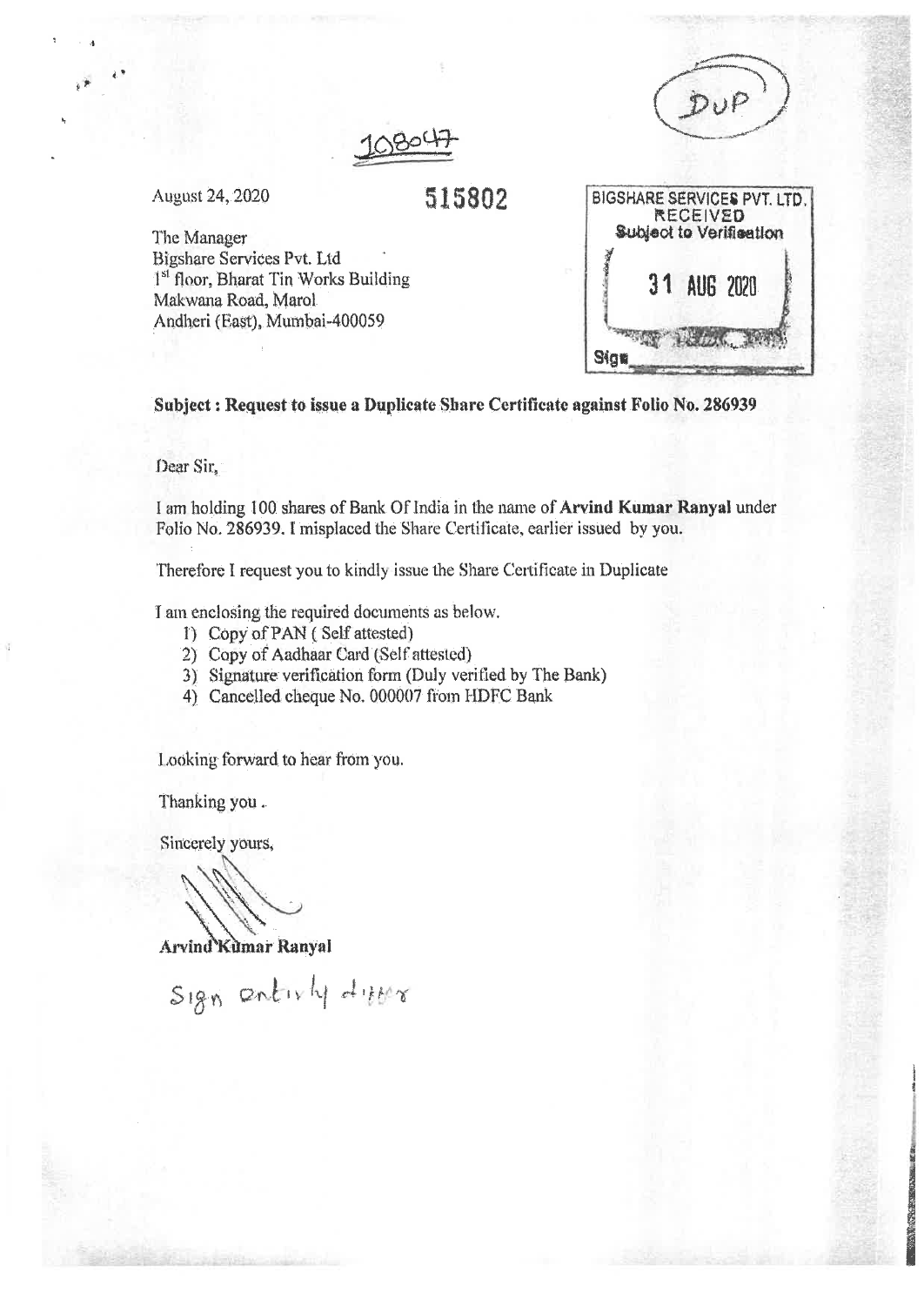DUP

108047

August 24, 2020

515802

BIGSHARE SERVICES PVT. LTD.
RECEIVED
Subject to Verification

31 AUG 2020

Sign

The Manager
Bigshare Services Pvt. Ltd
1st floor, Bharat Tin Works Building
Makwana Road, Marol
Andheri (East), Mumbai-400059

**Subject : Request to issue a Duplicate Share Certificate against Folio No. 286939**

Dear Sir,

I am holding 100 shares of Bank Of India in the name of **Arvind Kumar Ranyal** under Folio No. 286939. I misplaced the Share Certificate, earlier issued by you.

Therefore I request you to kindly issue the Share Certificate in Duplicate

I am enclosing the required documents as below.

1) Copy of PAN ( Self attested)
2) Copy of Aadhaar Card (Self attested)
3) Signature verification form (Duly verified by The Bank)
4) Cancelled cheque No. 000007 from HDFC Bank

Looking forward to hear from you.

Thanking you .

Sincerely yours,

**Arvind Kumar Ranyal**

Sign entirly differ